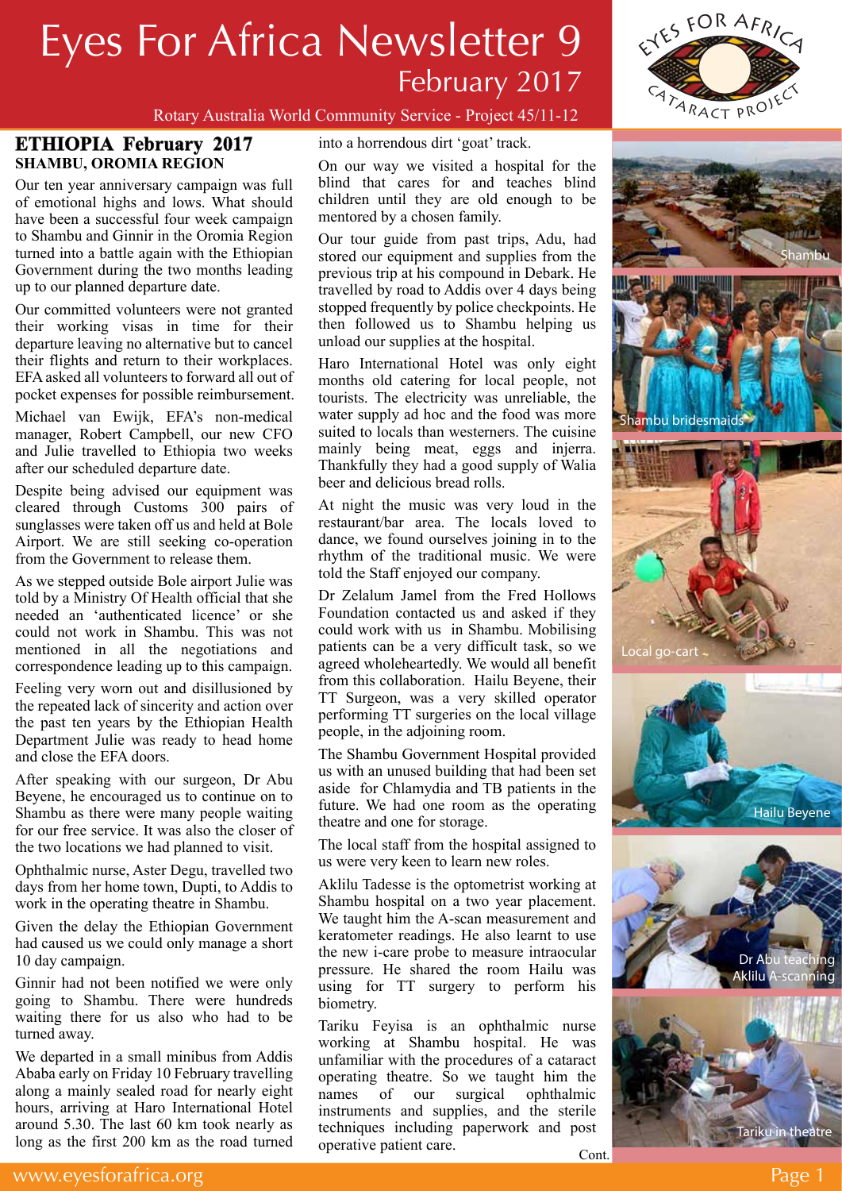# Eyes For Africa Newsletter 9

## February 2017

Rotary Australia World Community Service - Project 45/11-12

## ETHIOPIA February 2017

### SHAMBU, OROMIA REGION

Our ten year anniversary campaign was full of emotional highs and lows. What should have been a successful four week campaign to Shambu and Ginnir in the Oromia Region turned into a battle again with the Ethiopian Government during the two months leading up to our planned departure date.

Our committed volunteers were not granted their working visas in time for their departure leaving no alternative but to cancel their flights and return to their workplaces. EFA asked all volunteers to forward all out of pocket expenses for possible reimbursement.

Michael van Ewijk, EFA's non-medical manager, Robert Campbell, our new CFO and Julie travelled to Ethiopia two weeks after our scheduled departure date.

Despite being advised our equipment was cleared through Customs 300 pairs of sunglasses were taken off us and held at Bole Airport. We are still seeking co-operation from the Government to release them.

As we stepped outside Bole airport Julie was told by a Ministry Of Health official that she needed an 'authenticated licence' or she could not work in Shambu. This was not mentioned in all the negotiations and correspondence leading up to this campaign.

Feeling very worn out and disillusioned by the repeated lack of sincerity and action over the past ten years by the Ethiopian Health Department Julie was ready to head home and close the EFA doors.

After speaking with our surgeon, Dr Abu Beyene, he encouraged us to continue on to Shambu as there were many people waiting for our free service. It was also the closer of the two locations we had planned to visit.

Ophthalmic nurse, Aster Degu, travelled two days from her home town, Dupti, to Addis to work in the operating theatre in Shambu.

Given the delay the Ethiopian Government had caused us we could only manage a short 10 day campaign.

Ginnir had not been notified we were only going to Shambu. There were hundreds waiting there for us also who had to be turned away.

We departed in a small minibus from Addis Ababa early on Friday 10 February travelling along a mainly sealed road for nearly eight hours, arriving at Haro International Hotel around 5.30. The last 60 km took nearly as long as the first 200 km as the road turned into a horrendous dirt 'goat' track.

On our way we visited a hospital for the blind that cares for and teaches blind children until they are old enough to be mentored by a chosen family.

Our tour guide from past trips, Adu, had stored our equipment and supplies from the previous trip at his compound in Debark. He travelled by road to Addis over 4 days being stopped frequently by police checkpoints. He then followed us to Shambu helping us unload our supplies at the hospital.

Haro International Hotel was only eight months old catering for local people, not tourists. The electricity was unreliable, the water supply ad hoc and the food was more suited to locals than westerners. The cuisine mainly being meat, eggs and injerra. Thankfully they had a good supply of Walia beer and delicious bread rolls.

At night the music was very loud in the restaurant/bar area. The locals loved to dance, we found ourselves joining in to the rhythm of the traditional music. We were told the Staff enjoyed our company.

Dr Zelalum Jamel from the Fred Hollows Foundation contacted us and asked if they could work with us in Shambu. Mobilising patients can be a very difficult task, so we agreed wholeheartedly. We would all benefit from this collaboration. Hailu Beyene, their TT Surgeon, was a very skilled operator performing TT surgeries on the local village people, in the adjoining room.

The Shambu Government Hospital provided us with an unused building that had been set aside for Chlamydia and TB patients in the future. We had one room as the operating theatre and one for storage.

The local staff from the hospital assigned to us were very keen to learn new roles.

Aklilu Tadesse is the optometrist working at Shambu hospital on a two year placement. We taught him the A-scan measurement and keratometer readings. He also learnt to use the new i-care probe to measure intraocular pressure. He shared the room Hailu was using for TT surgery to perform his biometry.

Tariku Feyisa is an ophthalmic nurse working at Shambu hospital. He was unfamiliar with the procedures of a cataract operating theatre. So we taught him the names of our surgical ophthalmic instruments and supplies, and the sterile techniques including paperwork and post operative patient care.

Cont.

Shambu

Shambu bridesmaids

Local go-cart

Hailu Beyene

Dr Abu teaching Aklilu A-scanning

Tariku in theatre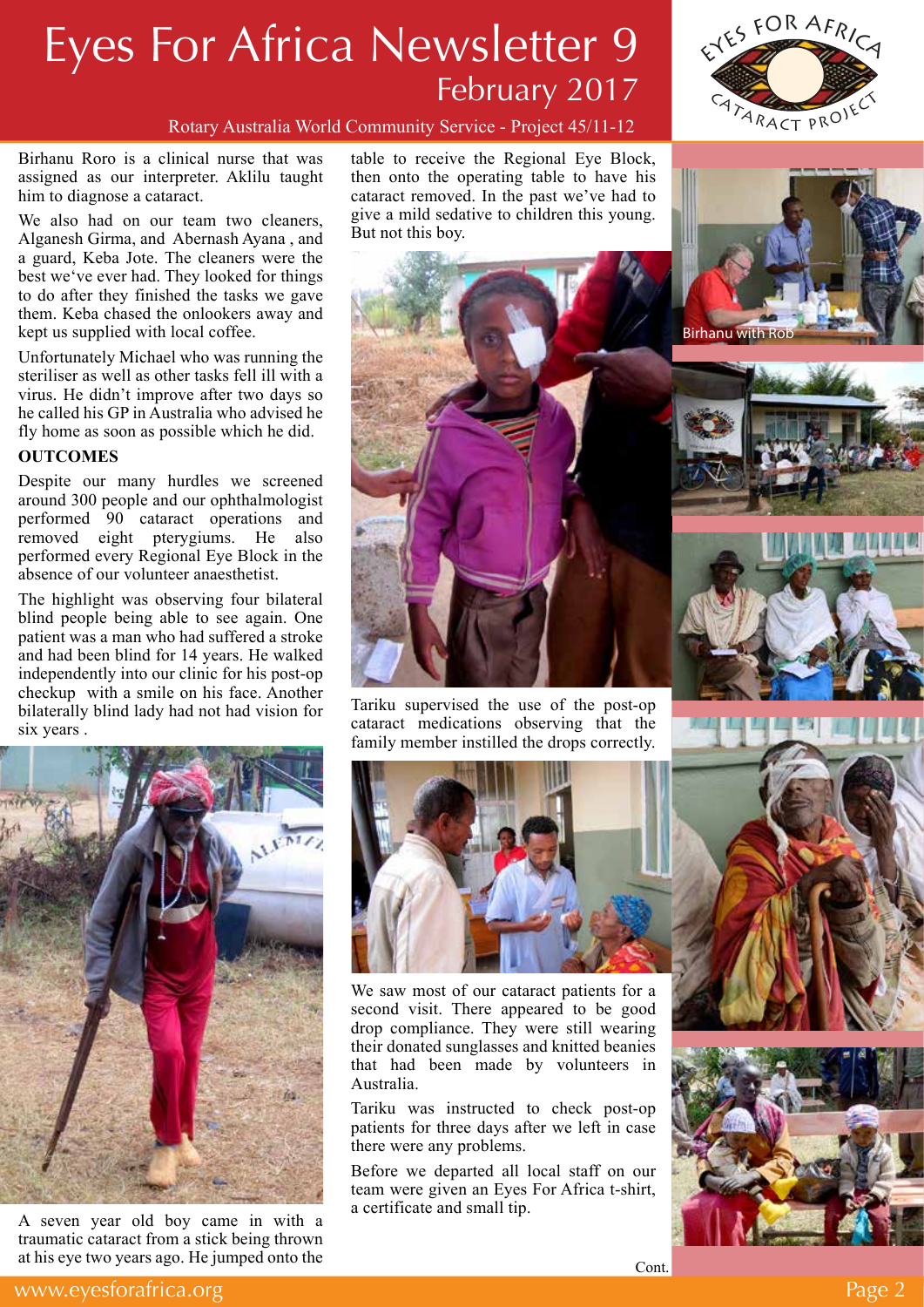# Eyes For Africa Newsletter 9

February 2017

Rotary Australia World Community Service - Project 45/11-12

Birhanu Roro is a clinical nurse that was assigned as our interpreter. Aklilu taught him to diagnose a cataract.

We also had on our team two cleaners, Alganesh Girma, and Abernash Ayana , and a guard, Keba Jote. The cleaners were the best we've ever had. They looked for things to do after they finished the tasks we gave them. Keba chased the onlookers away and kept us supplied with local coffee.

Unfortunately Michael who was running the steriliser as well as other tasks fell ill with a virus. He didn't improve after two days so he called his GP in Australia who advised he fly home as soon as possible which he did.

**OUTCOMES**

Despite our many hurdles we screened around 300 people and our ophthalmologist performed 90 cataract operations and removed eight pterygiums. He also performed every Regional Eye Block in the absence of our volunteer anaesthetist.

The highlight was observing four bilateral blind people being able to see again. One patient was a man who had suffered a stroke and had been blind for 14 years. He walked independently into our clinic for his post-op checkup with a smile on his face. Another bilaterally blind lady had not had vision for six years .

A seven year old boy came in with a traumatic cataract from a stick being thrown at his eye two years ago. He jumped onto the table to receive the Regional Eye Block, then onto the operating table to have his cataract removed. In the past we've had to give a mild sedative to children this young. But not this boy.

Tariku supervised the use of the post-op cataract medications observing that the family member instilled the drops correctly.

We saw most of our cataract patients for a second visit. There appeared to be good drop compliance. They were still wearing their donated sunglasses and knitted beanies that had been made by volunteers in Australia.

Tariku was instructed to check post-op patients for three days after we left in case there were any problems.

Before we departed all local staff on our team were given an Eyes For Africa t-shirt, a certificate and small tip.

Birhanu with Rob

Cont.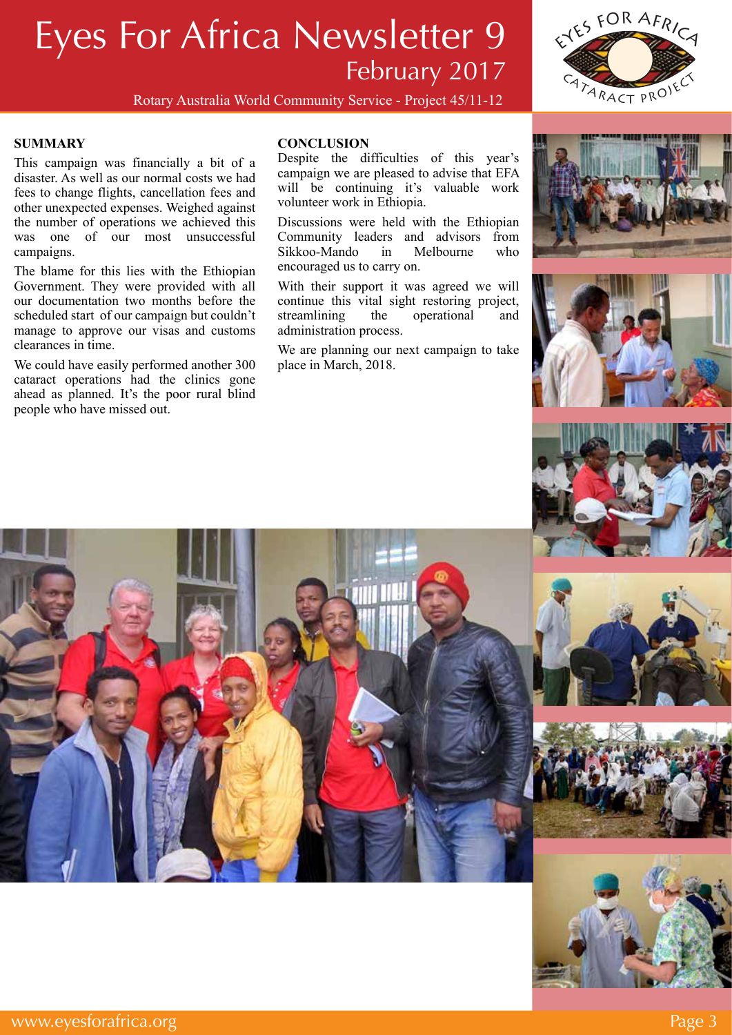# Eyes For Africa Newsletter 9

## February 2017

Rotary Australia World Community Service - Project 45/11-12

**SUMMARY**

This campaign was financially a bit of a disaster. As well as our normal costs we had fees to change flights, cancellation fees and other unexpected expenses. Weighed against the number of operations we achieved this was one of our most unsuccessful campaigns.

The blame for this lies with the Ethiopian Government. They were provided with all our documentation two months before the scheduled start of our campaign but couldn't manage to approve our visas and customs clearances in time.

We could have easily performed another 300 cataract operations had the clinics gone ahead as planned. It's the poor rural blind people who have missed out.

**CONCLUSION**

Despite the difficulties of this year's campaign we are pleased to advise that EFA will be continuing it's valuable work volunteer work in Ethiopia.

Discussions were held with the Ethiopian Community leaders and advisors from Sikkoo-Mando in Melbourne who encouraged us to carry on.

With their support it was agreed we will continue this vital sight restoring project, streamlining the operational and administration process.

We are planning our next campaign to take place in March, 2018.

www.eyesforafrica.org